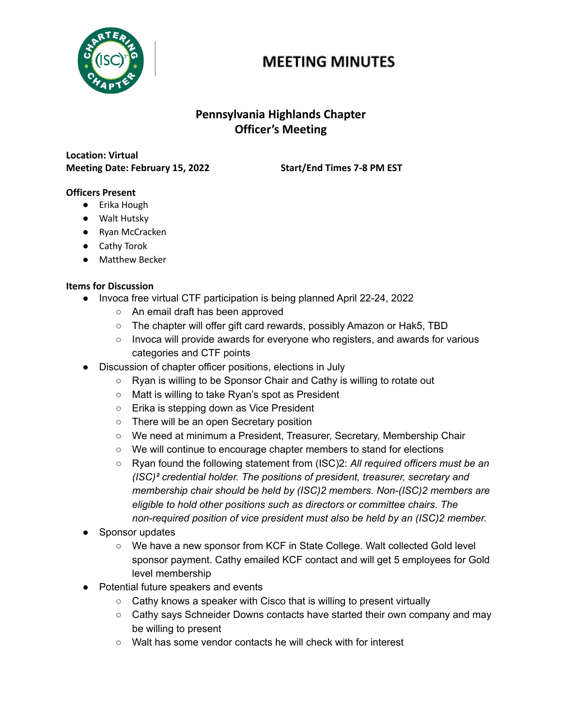# MEETING MINUTES

## Pennsylvania Highlands Chapter
## Officer's Meeting

**Location: Virtual**
**Meeting Date: February 15, 2022** **Start/End Times 7-8 PM EST**

**Officers Present**

- Erika Hough
- Walt Hutsky
- Ryan McCracken
- Cathy Torok
- Matthew Becker

**Items for Discussion**

- Invoca free virtual CTF participation is being planned April 22-24, 2022
  - An email draft has been approved
  - The chapter will offer gift card rewards, possibly Amazon or Hak5, TBD
  - Invoca will provide awards for everyone who registers, and awards for various categories and CTF points
- Discussion of chapter officer positions, elections in July
  - Ryan is willing to be Sponsor Chair and Cathy is willing to rotate out
  - Matt is willing to take Ryan's spot as President
  - Erika is stepping down as Vice President
  - There will be an open Secretary position
  - We need at minimum a President, Treasurer, Secretary, Membership Chair
  - We will continue to encourage chapter members to stand for elections
  - Ryan found the following statement from (ISC)2: *All required officers must be an (ISC)² credential holder. The positions of president, treasurer, secretary and membership chair should be held by (ISC)2 members. Non-(ISC)2 members are eligible to hold other positions such as directors or committee chairs. The non-required position of vice president must also be held by an (ISC)2 member.*
- Sponsor updates
  - We have a new sponsor from KCF in State College. Walt collected Gold level sponsor payment. Cathy emailed KCF contact and will get 5 employees for Gold level membership
- Potential future speakers and events
  - Cathy knows a speaker with Cisco that is willing to present virtually
  - Cathy says Schneider Downs contacts have started their own company and may be willing to present
  - Walt has some vendor contacts he will check with for interest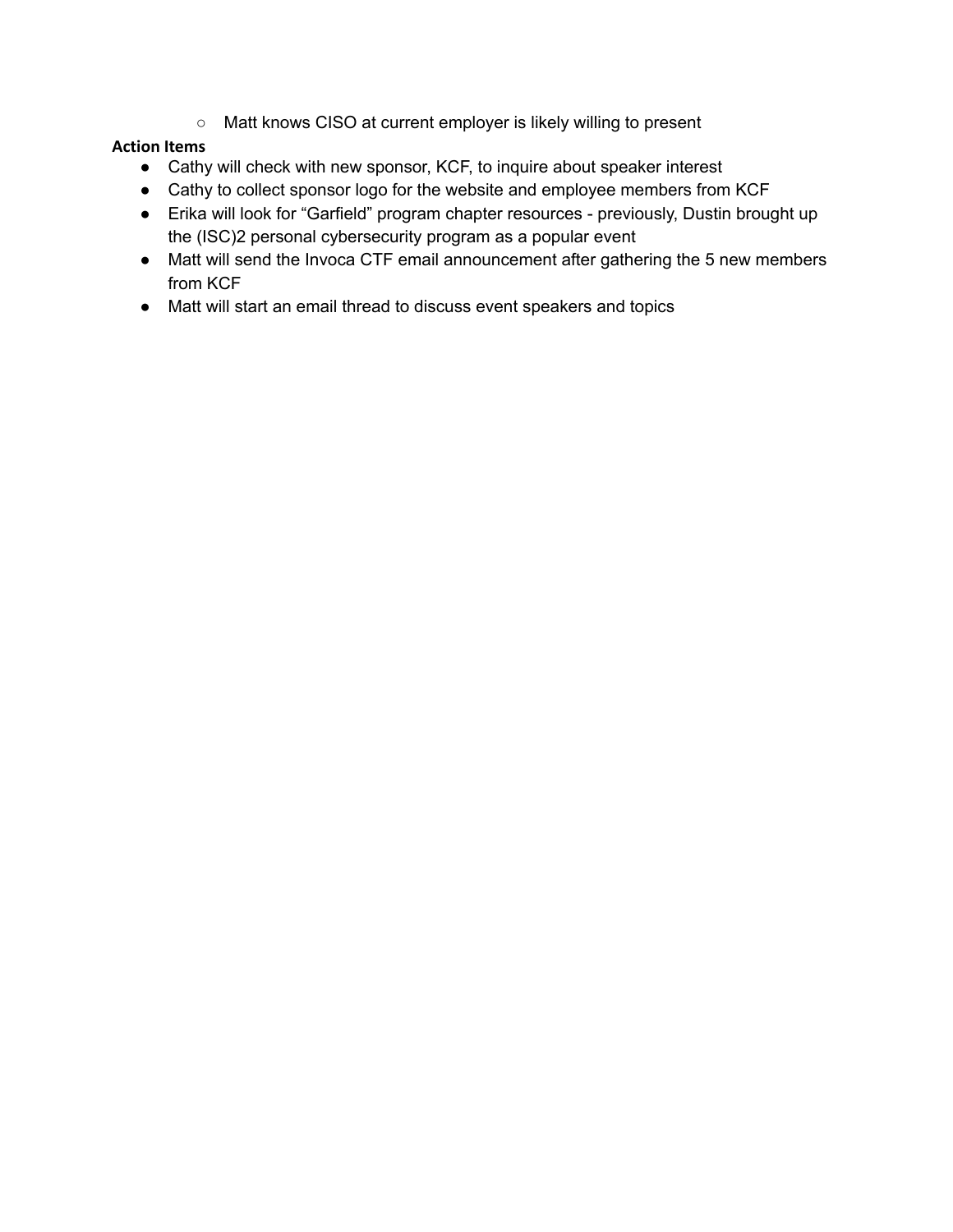- Matt knows CISO at current employer is likely willing to present

**Action Items**

- Cathy will check with new sponsor, KCF, to inquire about speaker interest
- Cathy to collect sponsor logo for the website and employee members from KCF
- Erika will look for "Garfield" program chapter resources - previously, Dustin brought up the (ISC)2 personal cybersecurity program as a popular event
- Matt will send the Invoca CTF email announcement after gathering the 5 new members from KCF
- Matt will start an email thread to discuss event speakers and topics